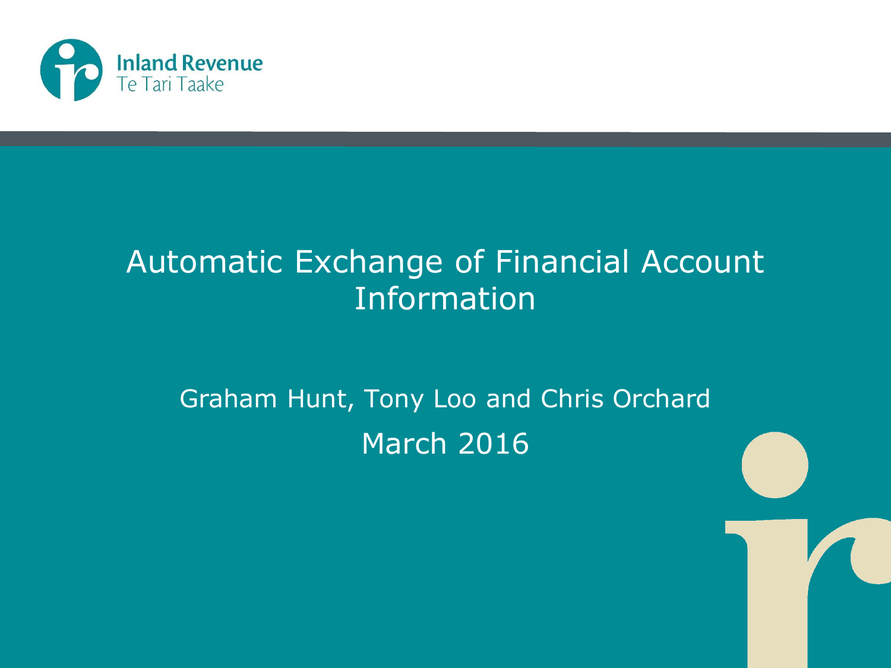Inland Revenue
Te Tari Taake

# Automatic Exchange of Financial Account Information

Graham Hunt, Tony Loo and Chris Orchard

March 2016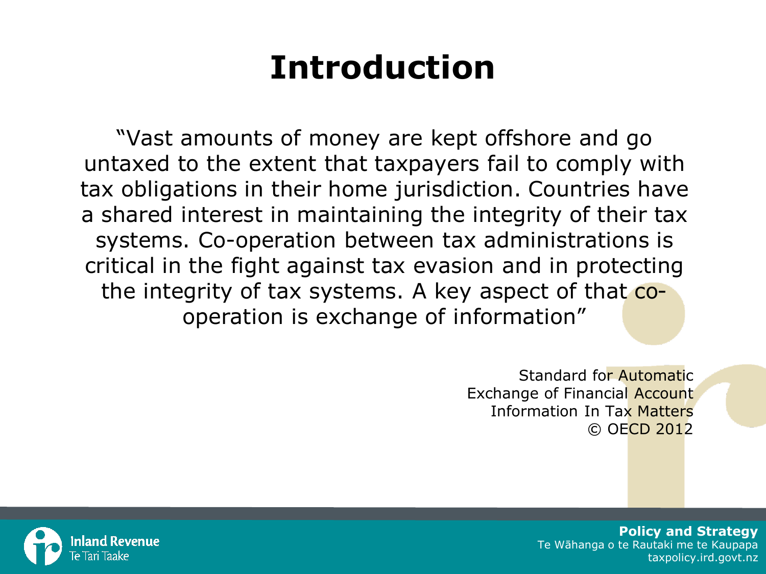# Introduction

"Vast amounts of money are kept offshore and go untaxed to the extent that taxpayers fail to comply with tax obligations in their home jurisdiction. Countries have a shared interest in maintaining the integrity of their tax systems. Co-operation between tax administrations is critical in the fight against tax evasion and in protecting the integrity of tax systems. A key aspect of that co-operation is exchange of information"

Standard for Automatic Exchange of Financial Account Information In Tax Matters © OECD 2012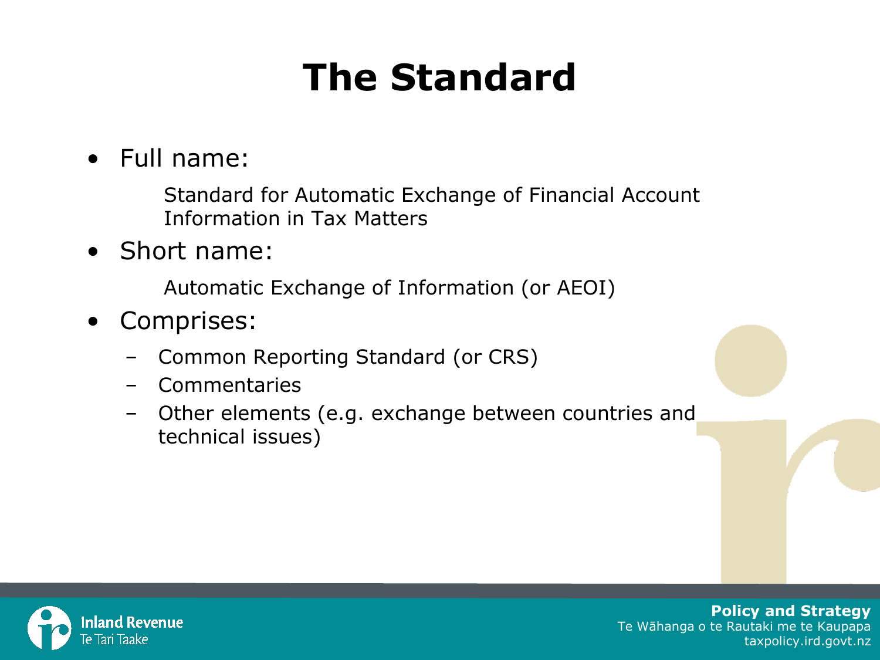# The Standard

- Full name:

  Standard for Automatic Exchange of Financial Account Information in Tax Matters

- Short name:

  Automatic Exchange of Information (or AEOI)

- Comprises:
  - Common Reporting Standard (or CRS)
  - Commentaries
  - Other elements (e.g. exchange between countries and technical issues)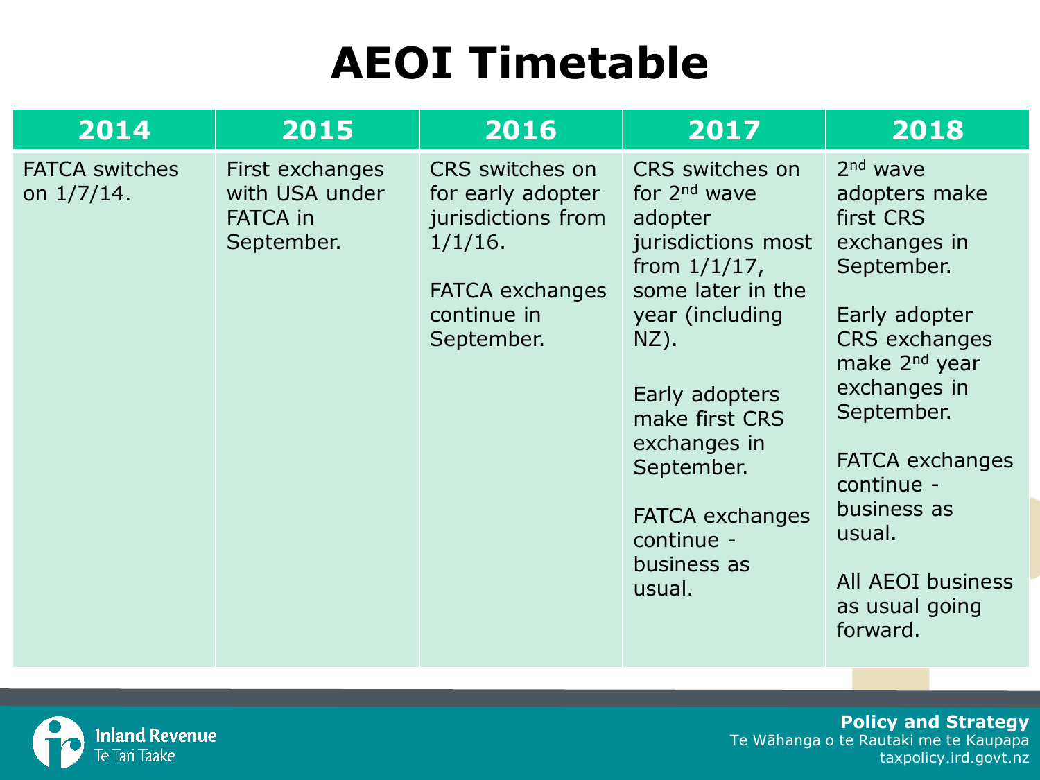# AEOI Timetable

| 2014 | 2015 | 2016 | 2017 | 2018 |
|---|---|---|---|---|
| FATCA switches on 1/7/14. | First exchanges with USA under FATCA in September. | CRS switches on for early adopter jurisdictions from 1/1/16.<br><br>FATCA exchanges continue in September. | CRS switches on for 2nd wave adopter jurisdictions most from 1/1/17, some later in the year (including NZ).<br><br>Early adopters make first CRS exchanges in September.<br><br>FATCA exchanges continue - business as usual. | 2nd wave adopters make first CRS exchanges in September.<br><br>Early adopter CRS exchanges make 2nd year exchanges in September.<br><br>FATCA exchanges continue - business as usual.<br><br>All AEOI business as usual going forward. |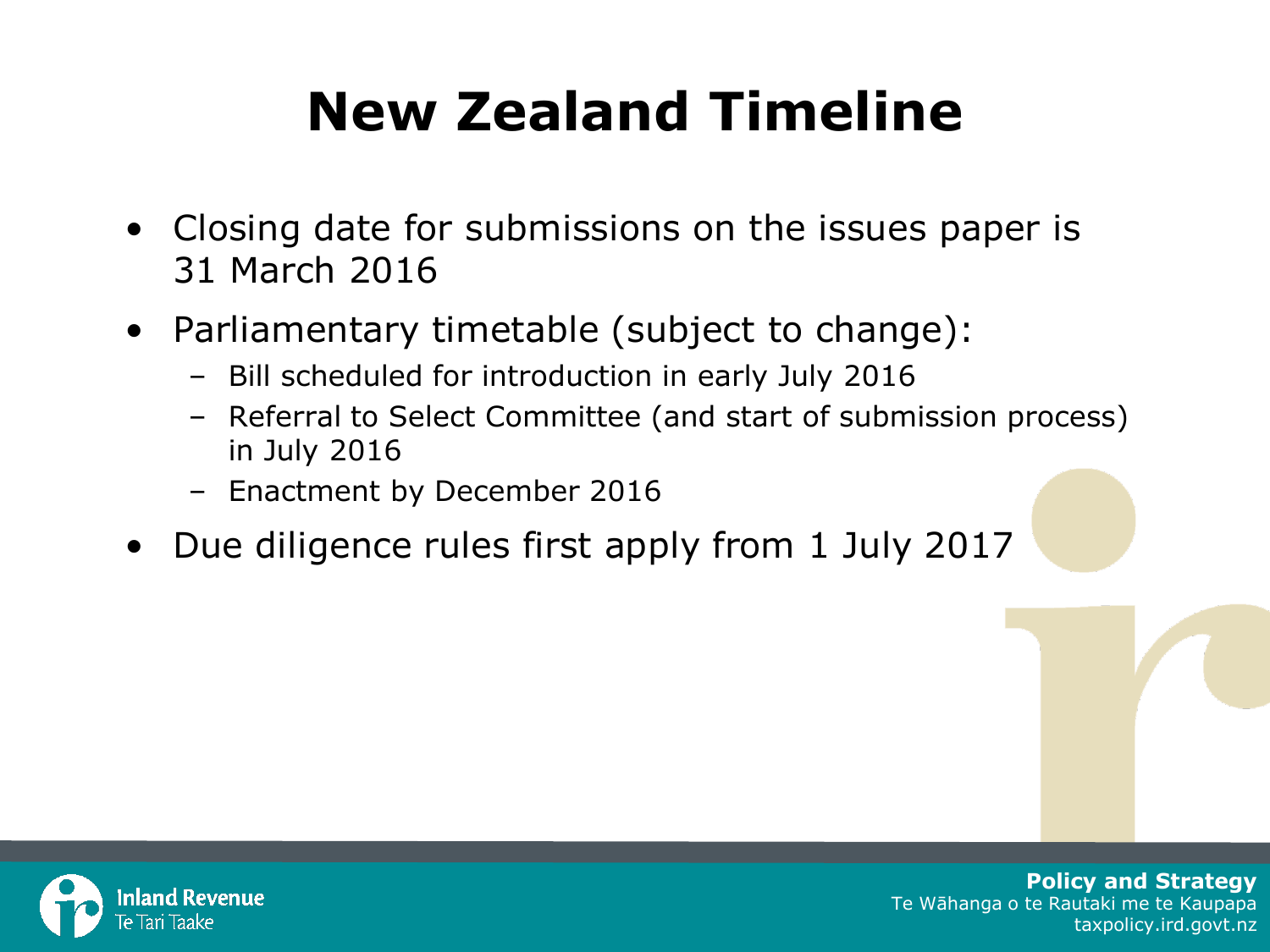# New Zealand Timeline

- Closing date for submissions on the issues paper is 31 March 2016
- Parliamentary timetable (subject to change):
  - Bill scheduled for introduction in early July 2016
  - Referral to Select Committee (and start of submission process) in July 2016
  - Enactment by December 2016
- Due diligence rules first apply from 1 July 2017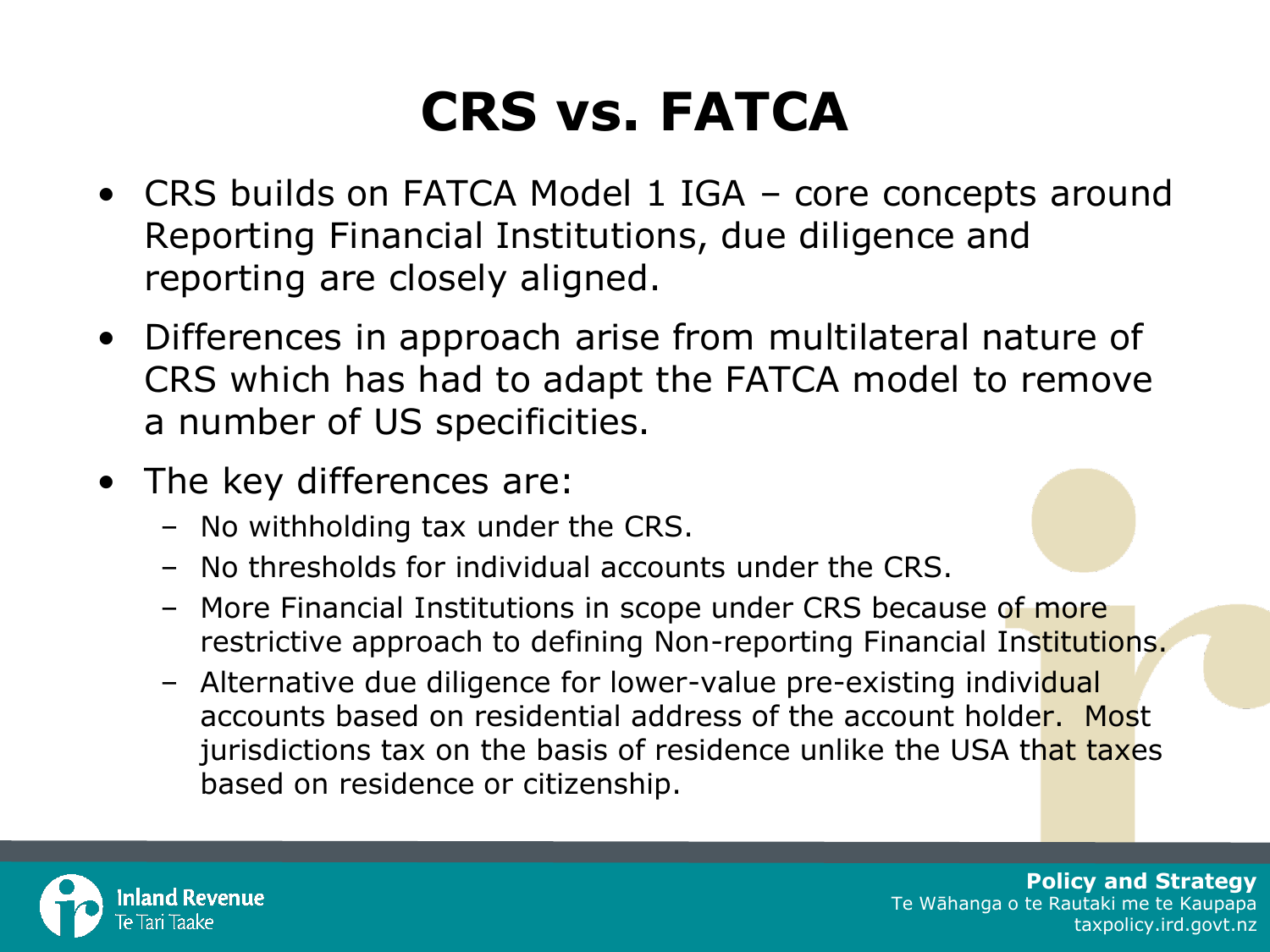# CRS vs. FATCA

- CRS builds on FATCA Model 1 IGA – core concepts around Reporting Financial Institutions, due diligence and reporting are closely aligned.
- Differences in approach arise from multilateral nature of CRS which has had to adapt the FATCA model to remove a number of US specificities.
- The key differences are:
  - No withholding tax under the CRS.
  - No thresholds for individual accounts under the CRS.
  - More Financial Institutions in scope under CRS because of more restrictive approach to defining Non-reporting Financial Institutions.
  - Alternative due diligence for lower-value pre-existing individual accounts based on residential address of the account holder. Most jurisdictions tax on the basis of residence unlike the USA that taxes based on residence or citizenship.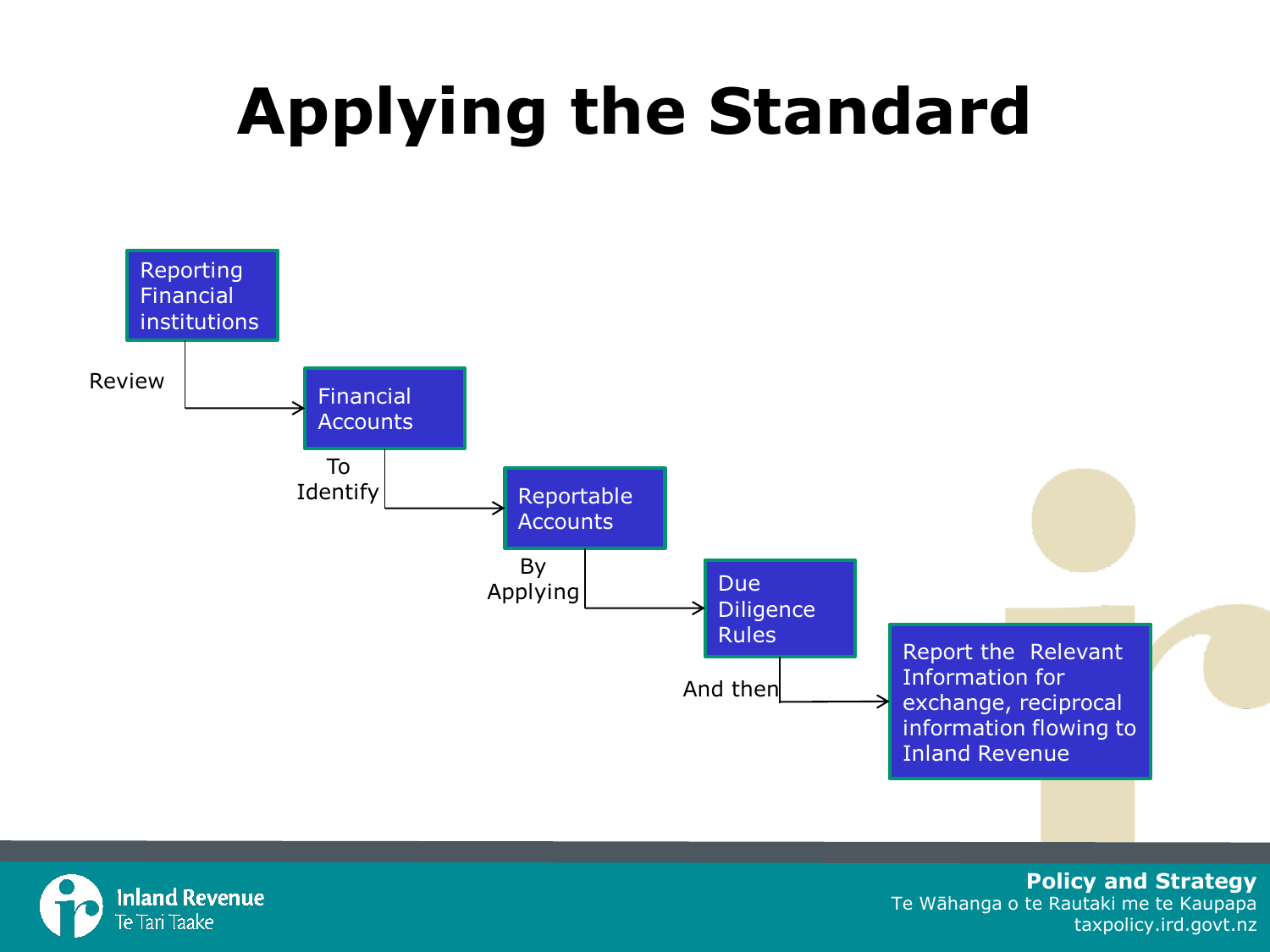# Applying the Standard

Reporting Financial institutions

Review

Financial Accounts

To Identify

Reportable Accounts

By Applying

Due Diligence Rules

And then

Report the Relevant Information for exchange, reciprocal information flowing to Inland Revenue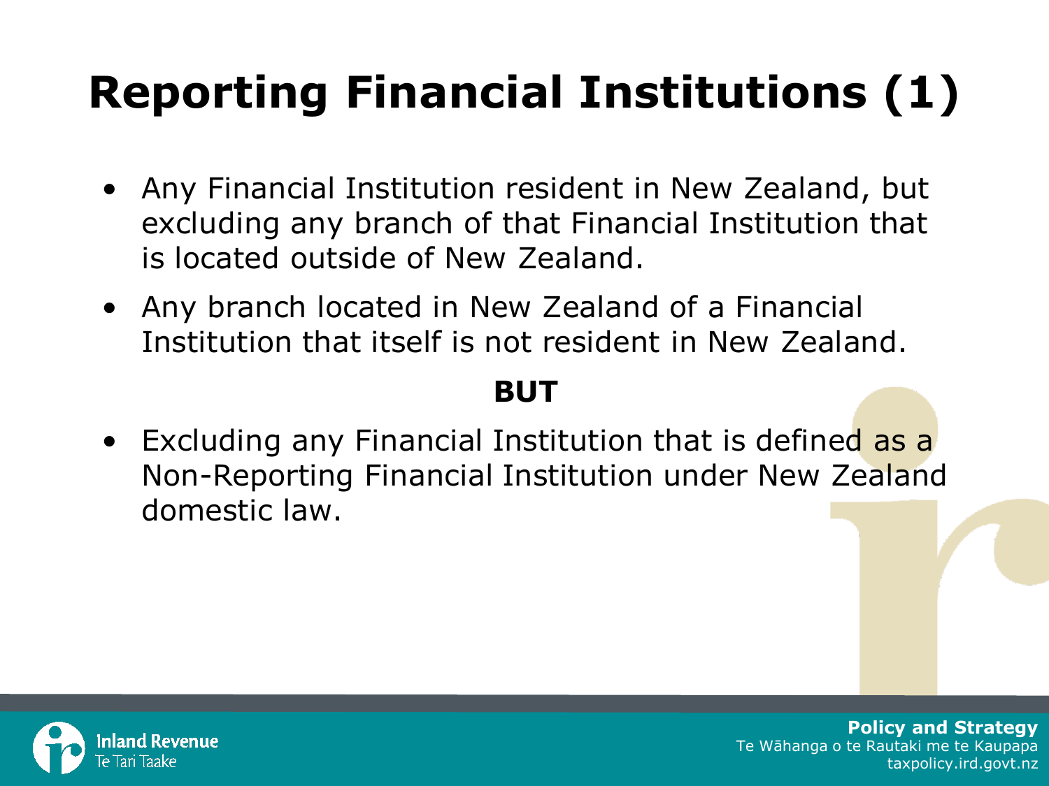# Reporting Financial Institutions (1)

- Any Financial Institution resident in New Zealand, but excluding any branch of that Financial Institution that is located outside of New Zealand.
- Any branch located in New Zealand of a Financial Institution that itself is not resident in New Zealand.

**BUT**

- Excluding any Financial Institution that is defined as a Non-Reporting Financial Institution under New Zealand domestic law.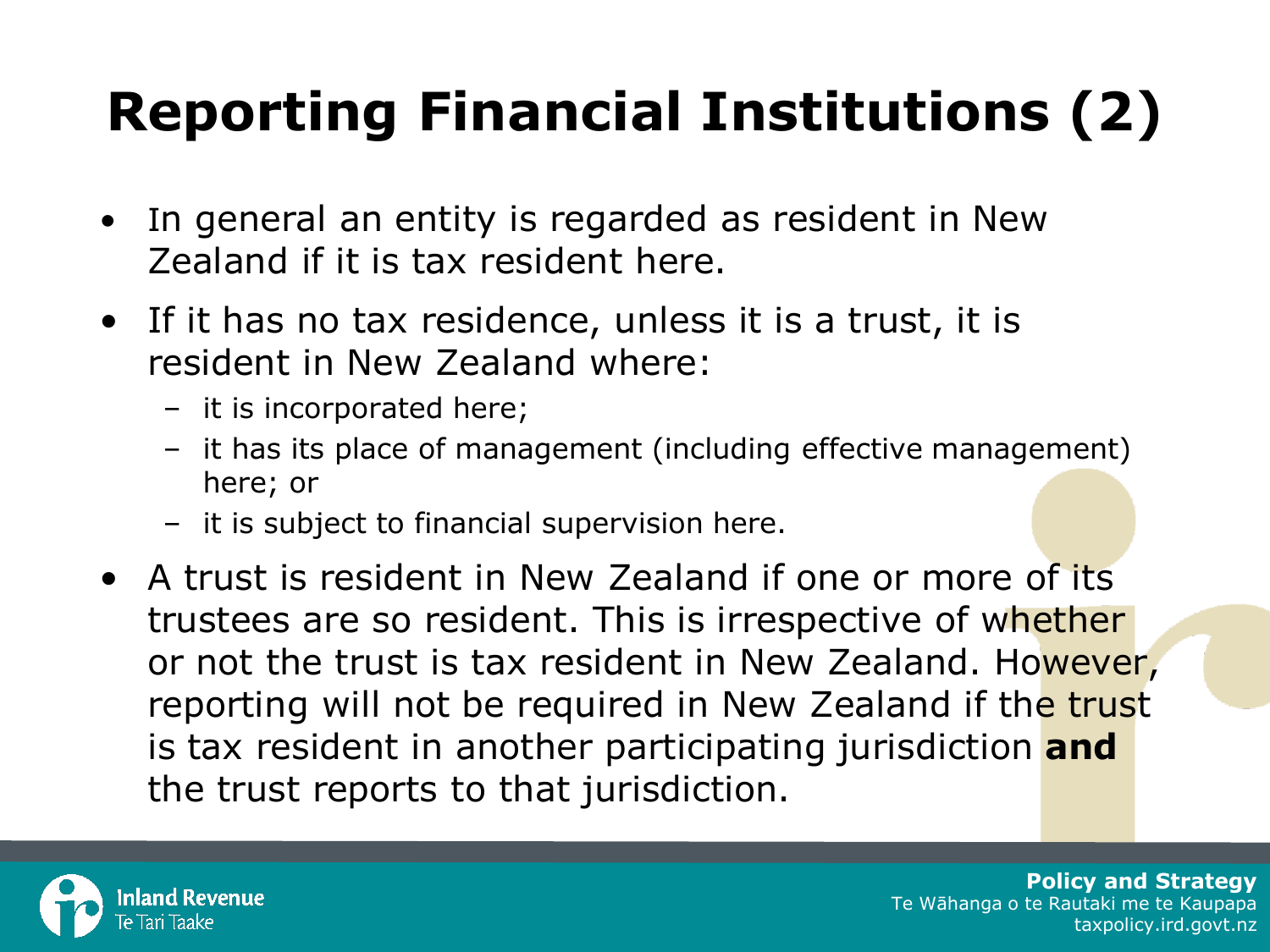# Reporting Financial Institutions (2)

- In general an entity is regarded as resident in New Zealand if it is tax resident here.
- If it has no tax residence, unless it is a trust, it is resident in New Zealand where:
  - it is incorporated here;
  - it has its place of management (including effective management) here; or
  - it is subject to financial supervision here.
- A trust is resident in New Zealand if one or more of its trustees are so resident. This is irrespective of whether or not the trust is tax resident in New Zealand. However, reporting will not be required in New Zealand if the trust is tax resident in another participating jurisdiction **and** the trust reports to that jurisdiction.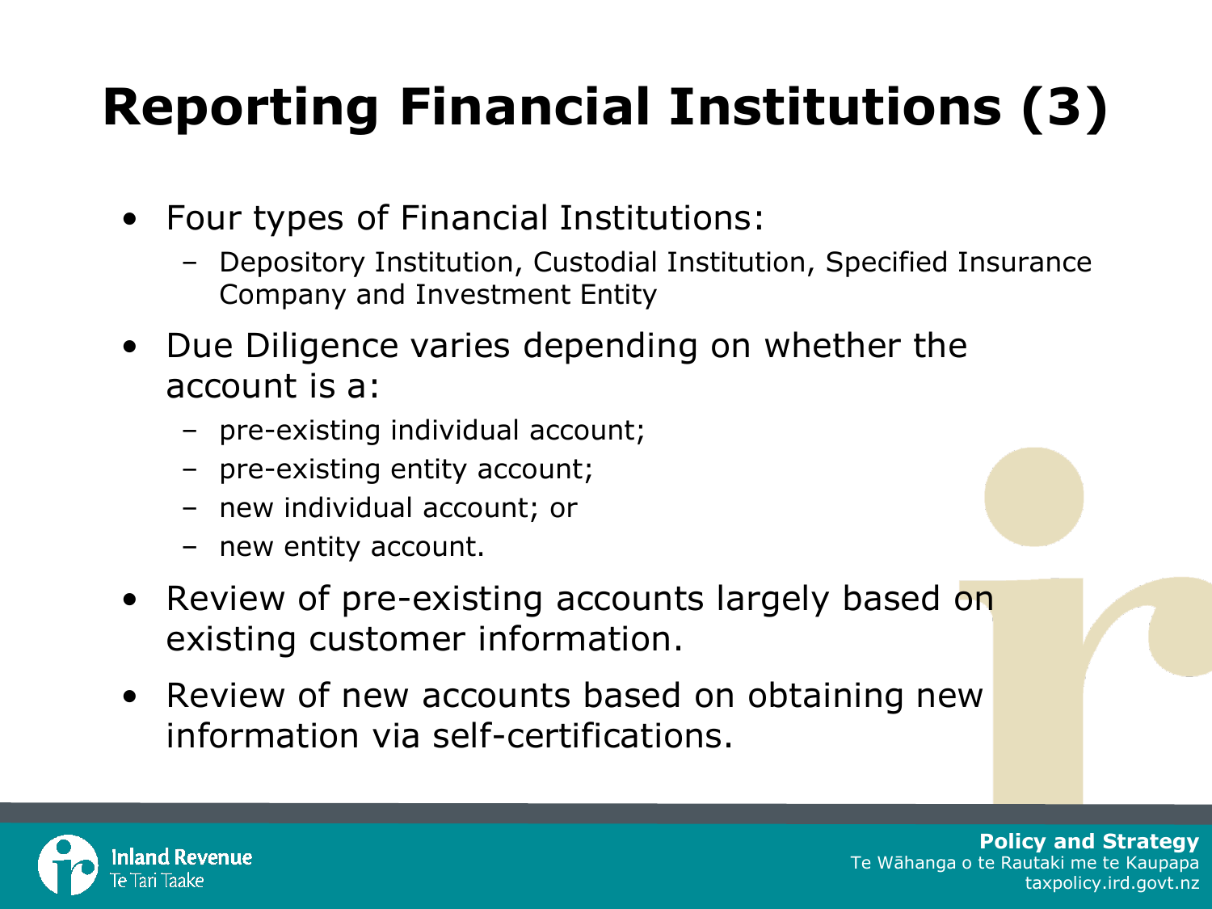# Reporting Financial Institutions (3)

- Four types of Financial Institutions:
  - Depository Institution, Custodial Institution, Specified Insurance Company and Investment Entity
- Due Diligence varies depending on whether the account is a:
  - pre-existing individual account;
  - pre-existing entity account;
  - new individual account; or
  - new entity account.
- Review of pre-existing accounts largely based on existing customer information.
- Review of new accounts based on obtaining new information via self-certifications.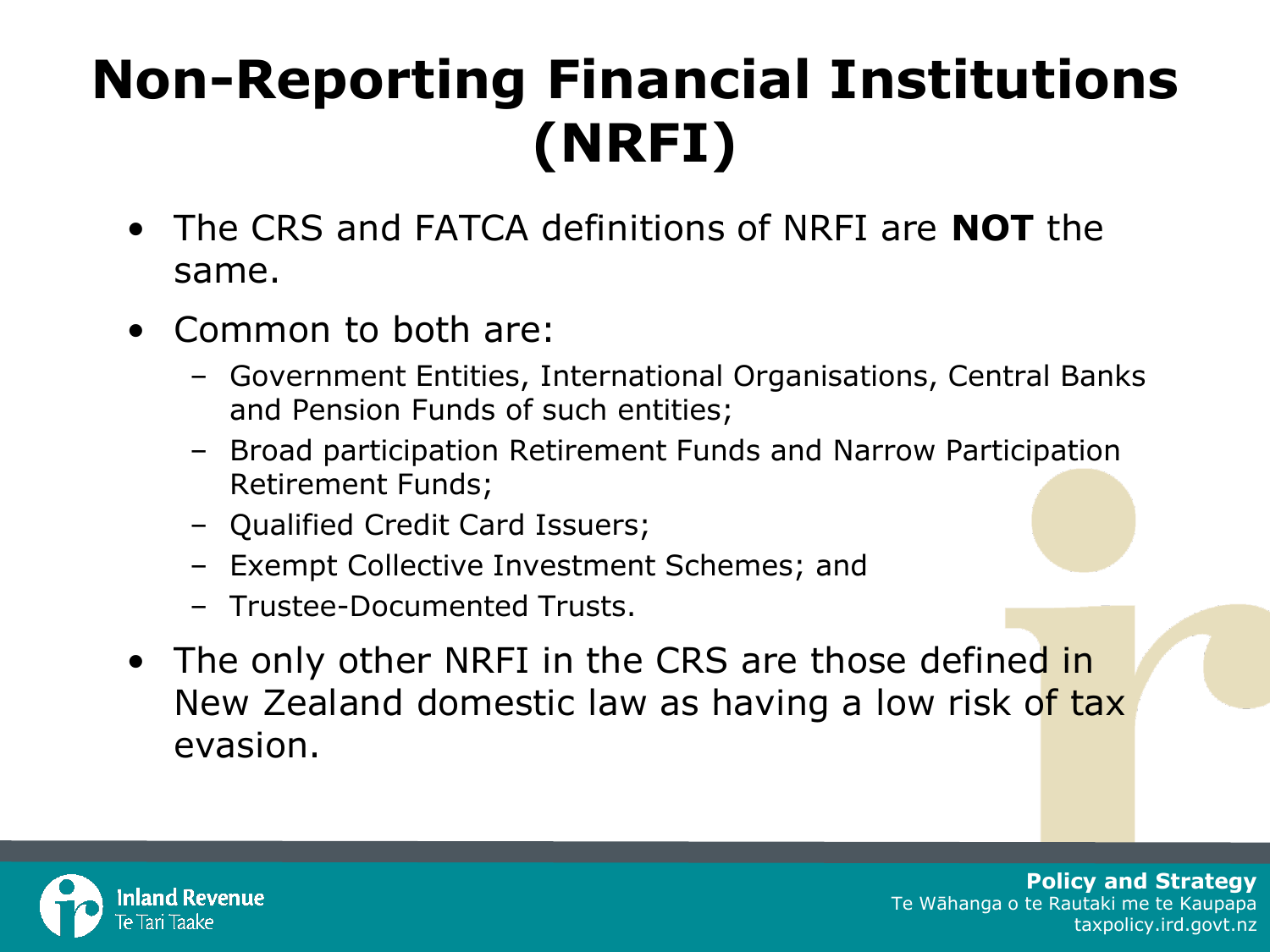# Non-Reporting Financial Institutions (NRFI)

- The CRS and FATCA definitions of NRFI are **NOT** the same.
- Common to both are:
  - Government Entities, International Organisations, Central Banks and Pension Funds of such entities;
  - Broad participation Retirement Funds and Narrow Participation Retirement Funds;
  - Qualified Credit Card Issuers;
  - Exempt Collective Investment Schemes; and
  - Trustee-Documented Trusts.
- The only other NRFI in the CRS are those defined in New Zealand domestic law as having a low risk of tax evasion.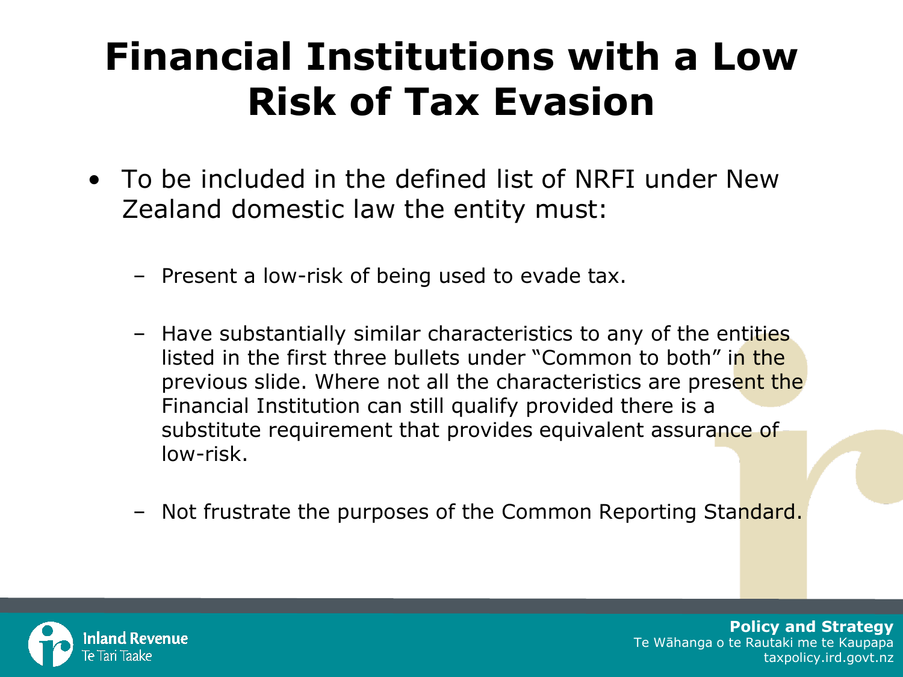# Financial Institutions with a Low Risk of Tax Evasion

- To be included in the defined list of NRFI under New Zealand domestic law the entity must:
  - Present a low-risk of being used to evade tax.
  - Have substantially similar characteristics to any of the entities listed in the first three bullets under "Common to both" in the previous slide. Where not all the characteristics are present the Financial Institution can still qualify provided there is a substitute requirement that provides equivalent assurance of low-risk.
  - Not frustrate the purposes of the Common Reporting Standard.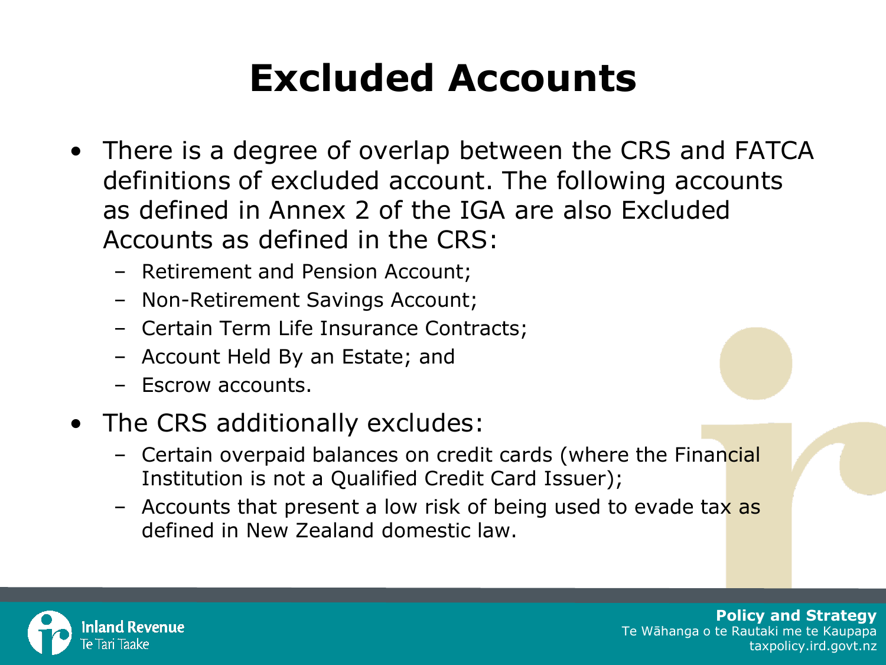# Excluded Accounts

- There is a degree of overlap between the CRS and FATCA definitions of excluded account. The following accounts as defined in Annex 2 of the IGA are also Excluded Accounts as defined in the CRS:
  - Retirement and Pension Account;
  - Non-Retirement Savings Account;
  - Certain Term Life Insurance Contracts;
  - Account Held By an Estate; and
  - Escrow accounts.
- The CRS additionally excludes:
  - Certain overpaid balances on credit cards (where the Financial Institution is not a Qualified Credit Card Issuer);
  - Accounts that present a low risk of being used to evade tax as defined in New Zealand domestic law.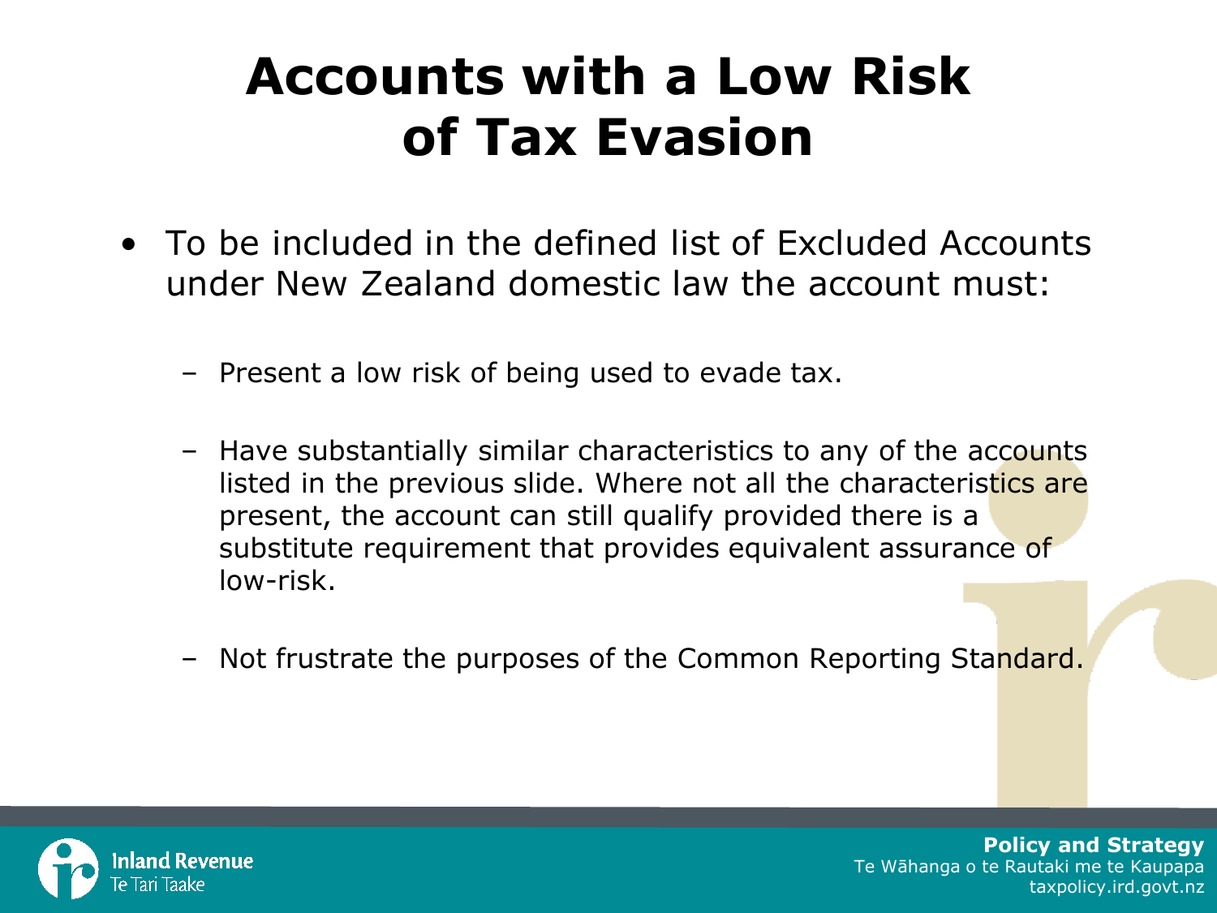# Accounts with a Low Risk of Tax Evasion

- To be included in the defined list of Excluded Accounts under New Zealand domestic law the account must:
  - Present a low risk of being used to evade tax.
  - Have substantially similar characteristics to any of the accounts listed in the previous slide. Where not all the characteristics are present, the account can still qualify provided there is a substitute requirement that provides equivalent assurance of low-risk.
  - Not frustrate the purposes of the Common Reporting Standard.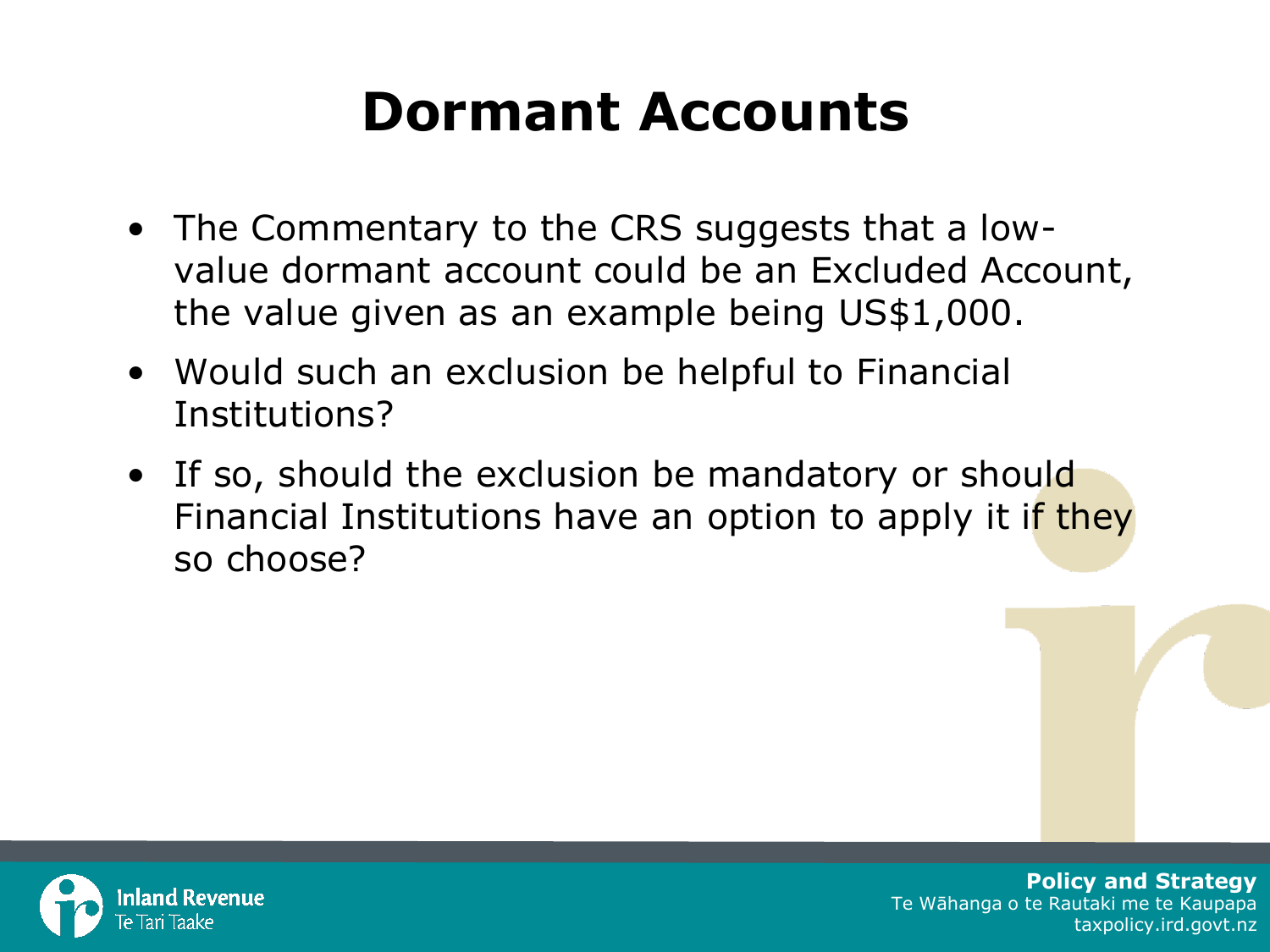# Dormant Accounts

- The Commentary to the CRS suggests that a low-value dormant account could be an Excluded Account, the value given as an example being US$1,000.
- Would such an exclusion be helpful to Financial Institutions?
- If so, should the exclusion be mandatory or should Financial Institutions have an option to apply it if they so choose?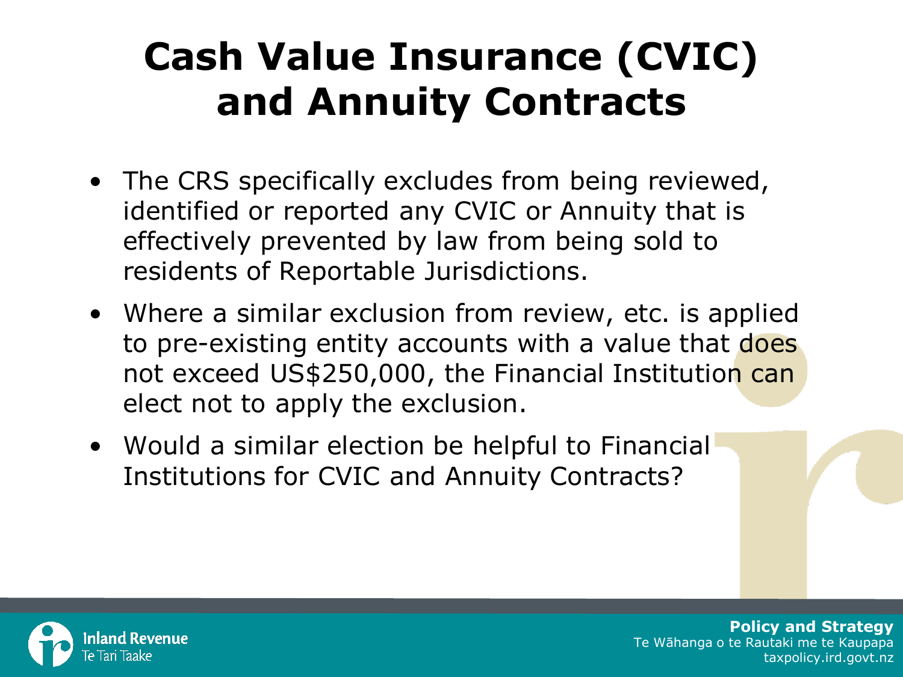# Cash Value Insurance (CVIC) and Annuity Contracts

- The CRS specifically excludes from being reviewed, identified or reported any CVIC or Annuity that is effectively prevented by law from being sold to residents of Reportable Jurisdictions.
- Where a similar exclusion from review, etc. is applied to pre-existing entity accounts with a value that does not exceed US$250,000, the Financial Institution can elect not to apply the exclusion.
- Would a similar election be helpful to Financial Institutions for CVIC and Annuity Contracts?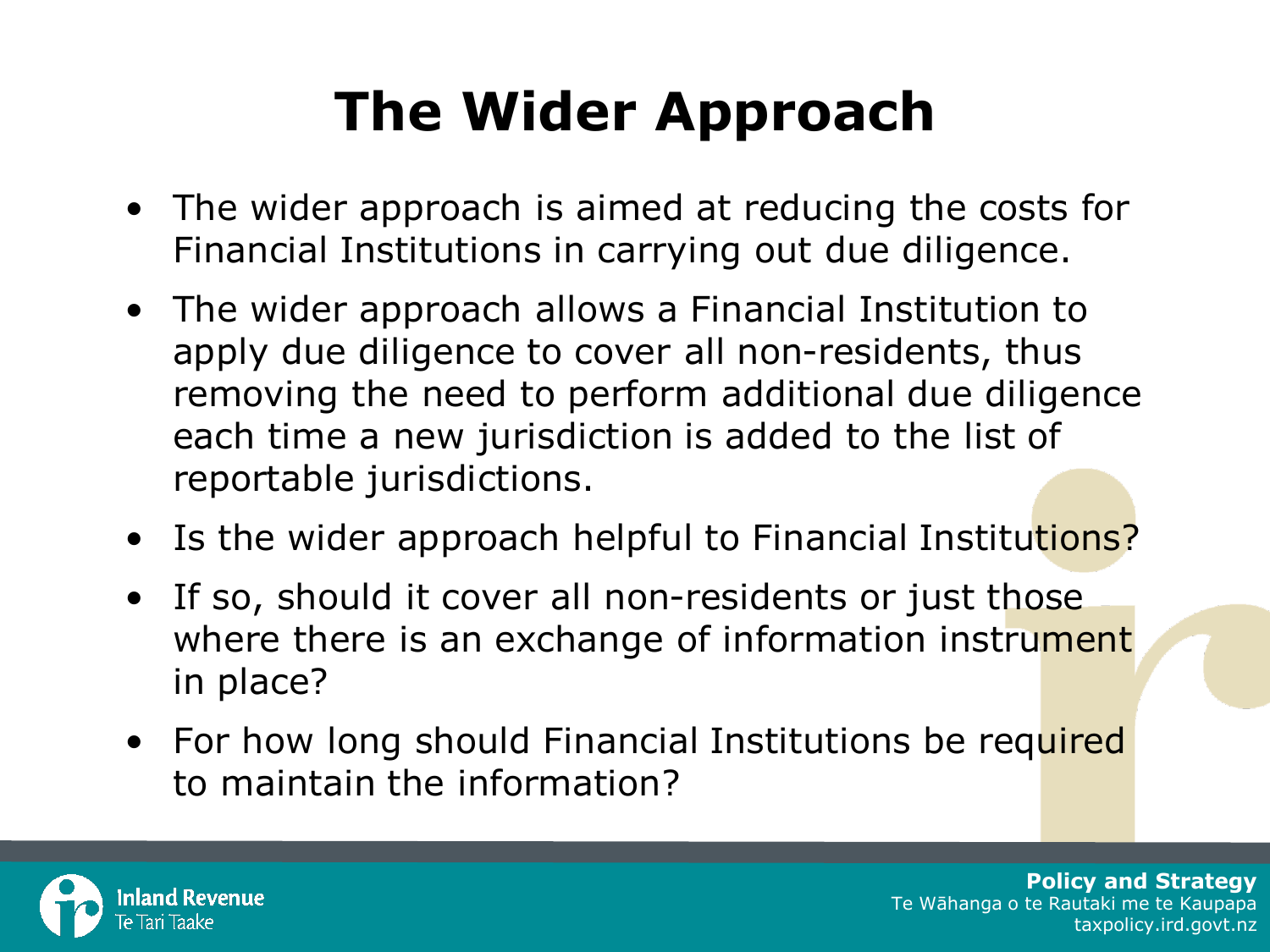# The Wider Approach

- The wider approach is aimed at reducing the costs for Financial Institutions in carrying out due diligence.
- The wider approach allows a Financial Institution to apply due diligence to cover all non-residents, thus removing the need to perform additional due diligence each time a new jurisdiction is added to the list of reportable jurisdictions.
- Is the wider approach helpful to Financial Institutions?
- If so, should it cover all non-residents or just those where there is an exchange of information instrument in place?
- For how long should Financial Institutions be required to maintain the information?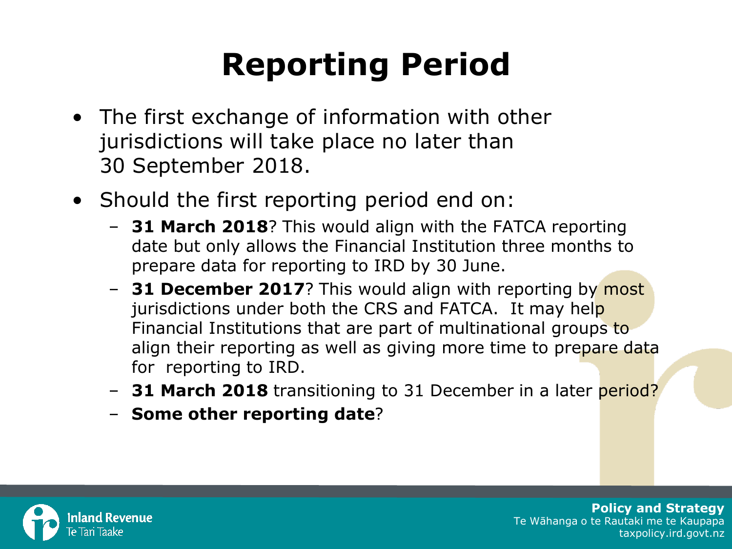# Reporting Period

- The first exchange of information with other jurisdictions will take place no later than 30 September 2018.
- Should the first reporting period end on:
  - **31 March 2018**? This would align with the FATCA reporting date but only allows the Financial Institution three months to prepare data for reporting to IRD by 30 June.
  - **31 December 2017**? This would align with reporting by most jurisdictions under both the CRS and FATCA. It may help Financial Institutions that are part of multinational groups to align their reporting as well as giving more time to prepare data for reporting to IRD.
  - **31 March 2018** transitioning to 31 December in a later period?
  - **Some other reporting date**?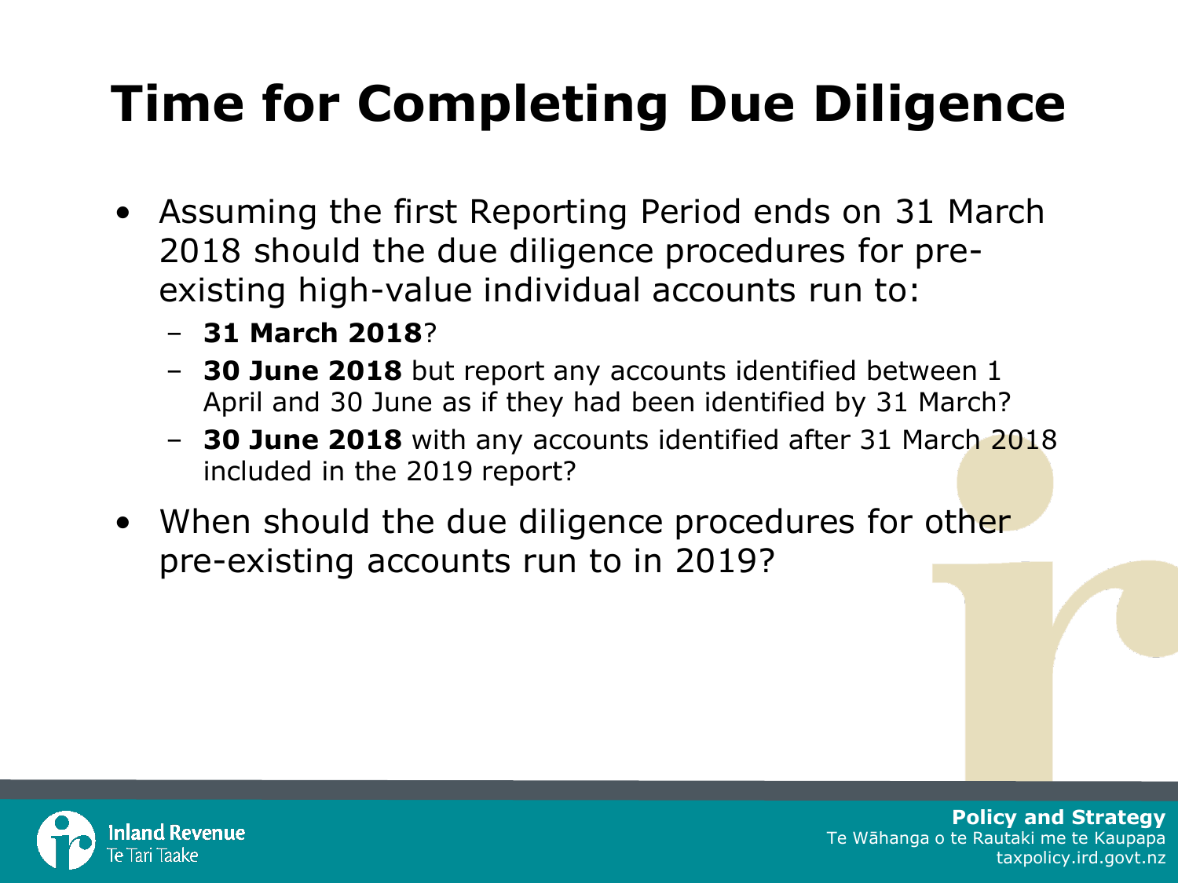# Time for Completing Due Diligence

- Assuming the first Reporting Period ends on 31 March 2018 should the due diligence procedures for pre-existing high-value individual accounts run to:
  - **31 March 2018**?
  - **30 June 2018** but report any accounts identified between 1 April and 30 June as if they had been identified by 31 March?
  - **30 June 2018** with any accounts identified after 31 March 2018 included in the 2019 report?
- When should the due diligence procedures for other pre-existing accounts run to in 2019?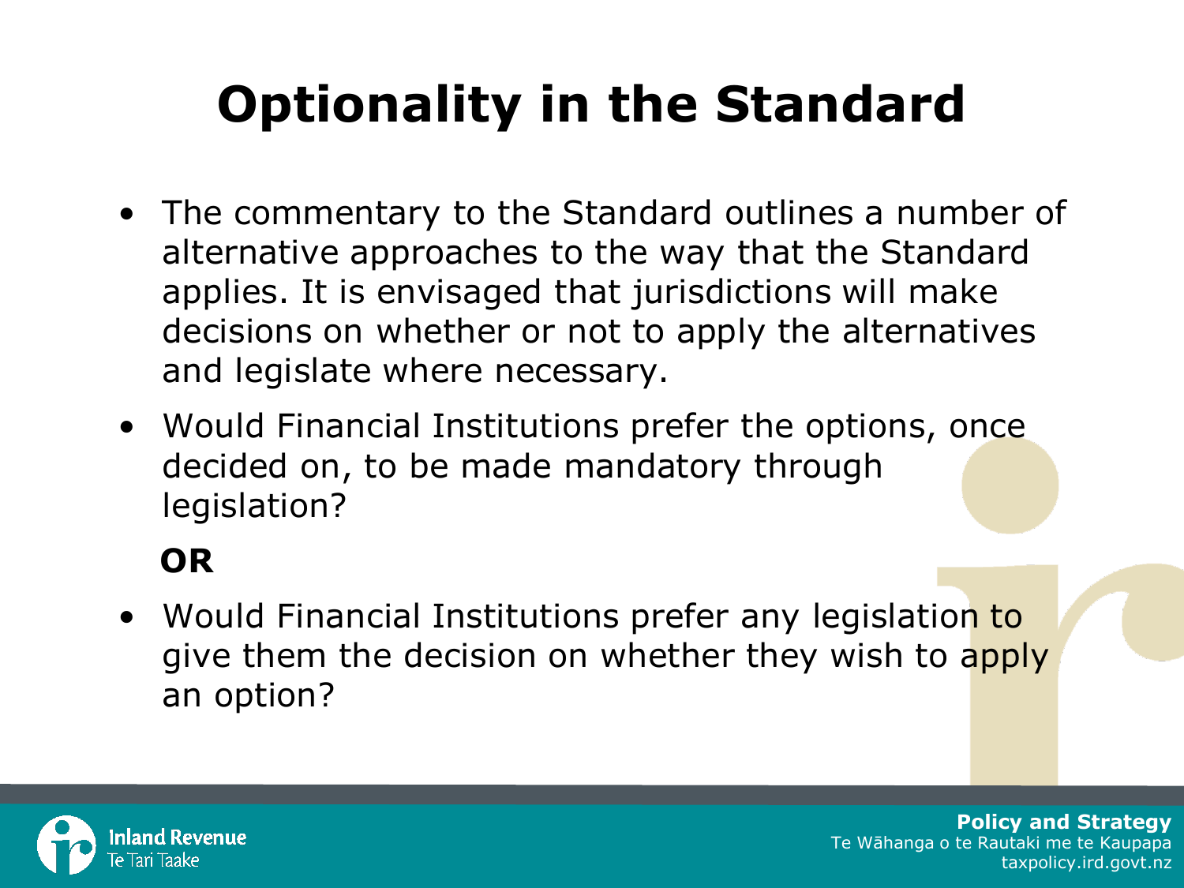# Optionality in the Standard

- The commentary to the Standard outlines a number of alternative approaches to the way that the Standard applies. It is envisaged that jurisdictions will make decisions on whether or not to apply the alternatives and legislate where necessary.
- Would Financial Institutions prefer the options, once decided on, to be made mandatory through legislation?

**OR**

- Would Financial Institutions prefer any legislation to give them the decision on whether they wish to apply an option?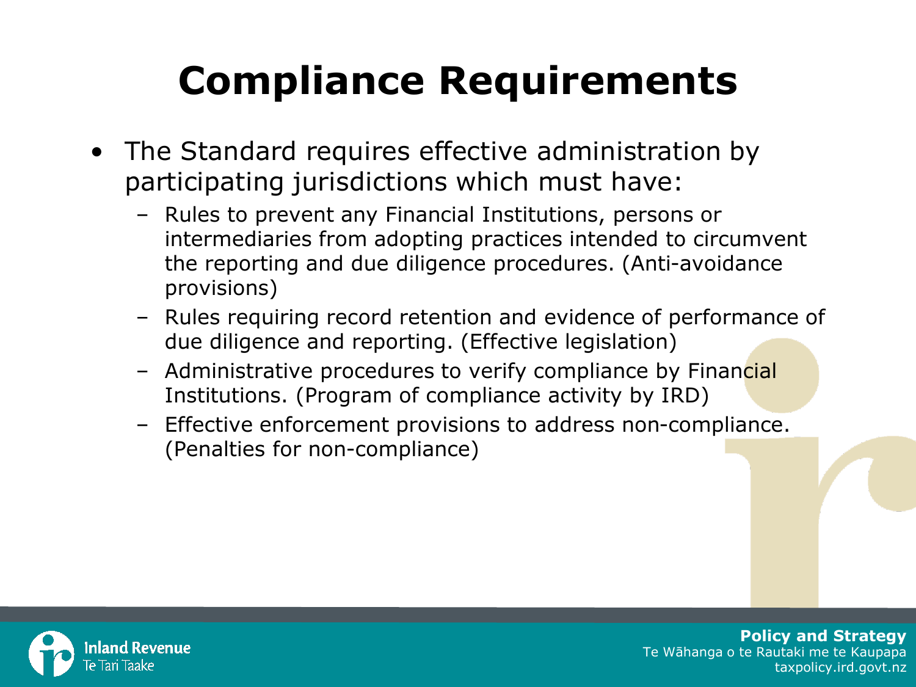# Compliance Requirements

- The Standard requires effective administration by participating jurisdictions which must have:
  - Rules to prevent any Financial Institutions, persons or intermediaries from adopting practices intended to circumvent the reporting and due diligence procedures. (Anti-avoidance provisions)
  - Rules requiring record retention and evidence of performance of due diligence and reporting. (Effective legislation)
  - Administrative procedures to verify compliance by Financial Institutions. (Program of compliance activity by IRD)
  - Effective enforcement provisions to address non-compliance. (Penalties for non-compliance)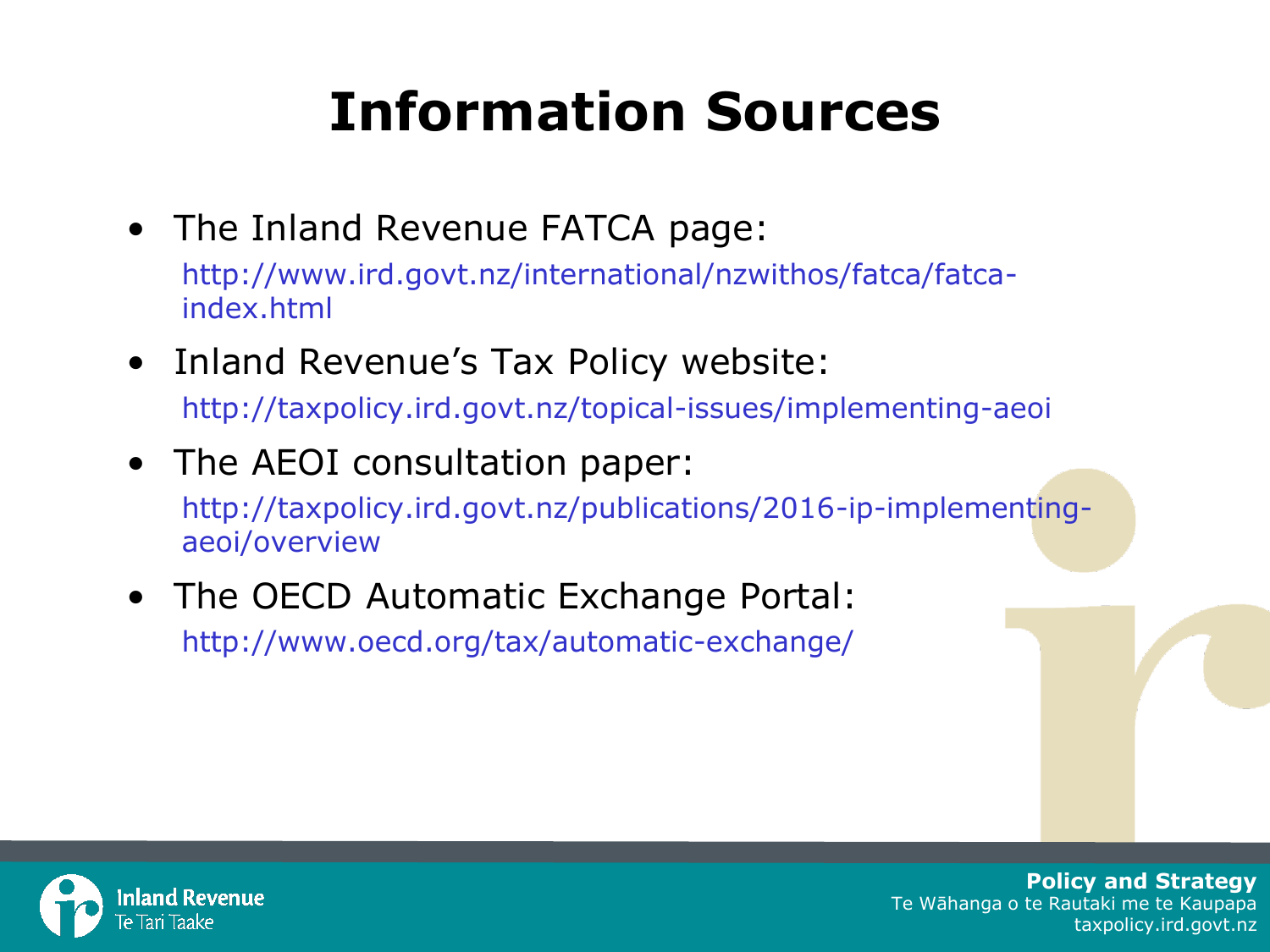# Information Sources

- The Inland Revenue FATCA page:
  http://www.ird.govt.nz/international/nzwithos/fatca/fatca-index.html
- Inland Revenue's Tax Policy website:
  http://taxpolicy.ird.govt.nz/topical-issues/implementing-aeoi
- The AEOI consultation paper:
  http://taxpolicy.ird.govt.nz/publications/2016-ip-implementing-aeoi/overview
- The OECD Automatic Exchange Portal:
  http://www.oecd.org/tax/automatic-exchange/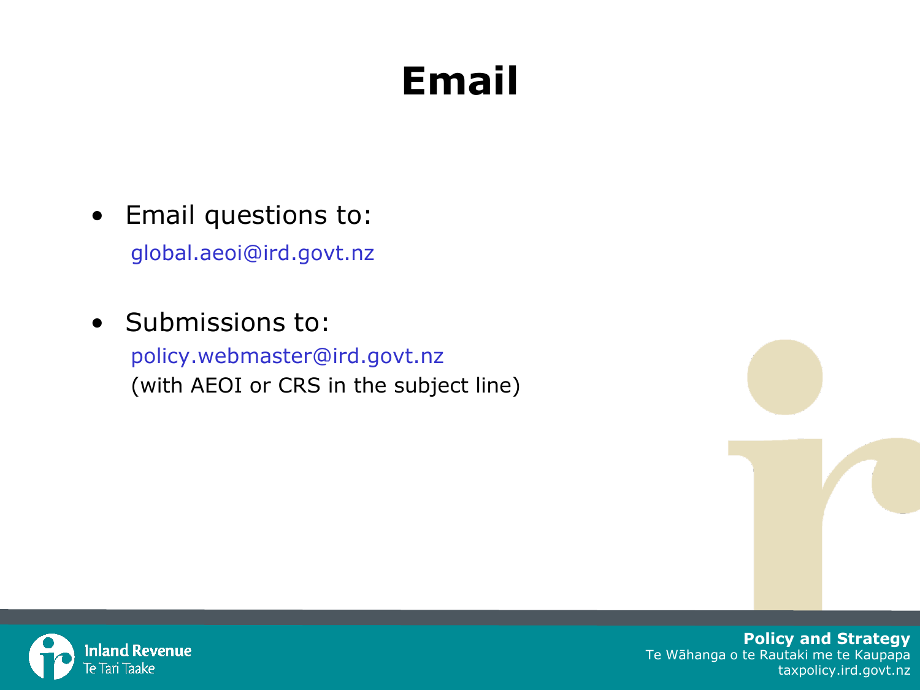# Email

- Email questions to:

  global.aeoi@ird.govt.nz

- Submissions to:

  policy.webmaster@ird.govt.nz

  (with AEOI or CRS in the subject line)